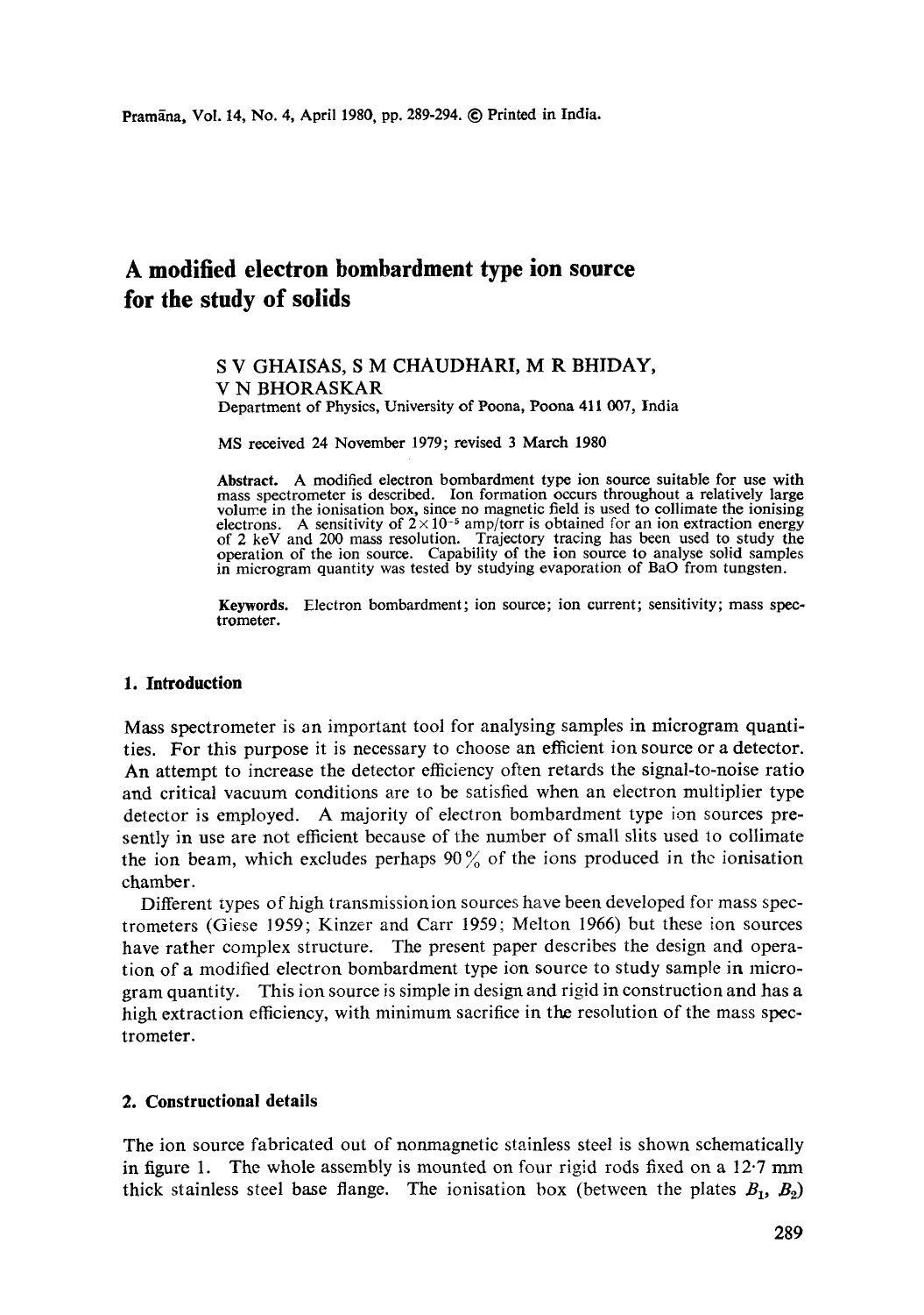# A modified electron bombardment type ion source for the study of solids

S V GHAISAS, S M CHAUDHARI, M R BHIDAY, V N BHORASKAR

Department of Physics, University of Poona, Poona 411 007, India

MS received 24 November 1979; revised 3 March 1980

**Abstract.** A modified electron bombardment type ion source suitable for use with mass spectrometer is described. Ion formation occurs throughout a relatively large volume in the ionisation box, since no magnetic field is used to collimate the ionising electrons. A sensitivity of $2 \times 10^{-5}$ amp/torr is obtained for an ion extraction energy of 2 keV and 200 mass resolution. Trajectory tracing has been used to study the operation of the ion source. Capability of the ion source to analyse solid samples in microgram quantity was tested by studying evaporation of BaO from tungsten.

**Keywords.** Electron bombardment; ion source; ion current; sensitivity; mass spectrometer.

## 1. Introduction

Mass spectrometer is an important tool for analysing samples in microgram quantities. For this purpose it is necessary to choose an efficient ion source or a detector. An attempt to increase the detector efficiency often retards the signal-to-noise ratio and critical vacuum conditions are to be satisfied when an electron multiplier type detector is employed. A majority of electron bombardment type ion sources presently in use are not efficient because of the number of small slits used to collimate the ion beam, which excludes perhaps 90% of the ions produced in the ionisation chamber.

Different types of high transmission ion sources have been developed for mass spectrometers (Giese 1959; Kinzer and Carr 1959; Melton 1966) but these ion sources have rather complex structure. The present paper describes the design and operation of a modified electron bombardment type ion source to study sample in microgram quantity. This ion source is simple in design and rigid in construction and has a high extraction efficiency, with minimum sacrifice in the resolution of the mass spectrometer.

## 2. Constructional details

The ion source fabricated out of nonmagnetic stainless steel is shown schematically in figure 1. The whole assembly is mounted on four rigid rods fixed on a 12·7 mm thick stainless steel base flange. The ionisation box (between the plates $B_1$, $B_2$)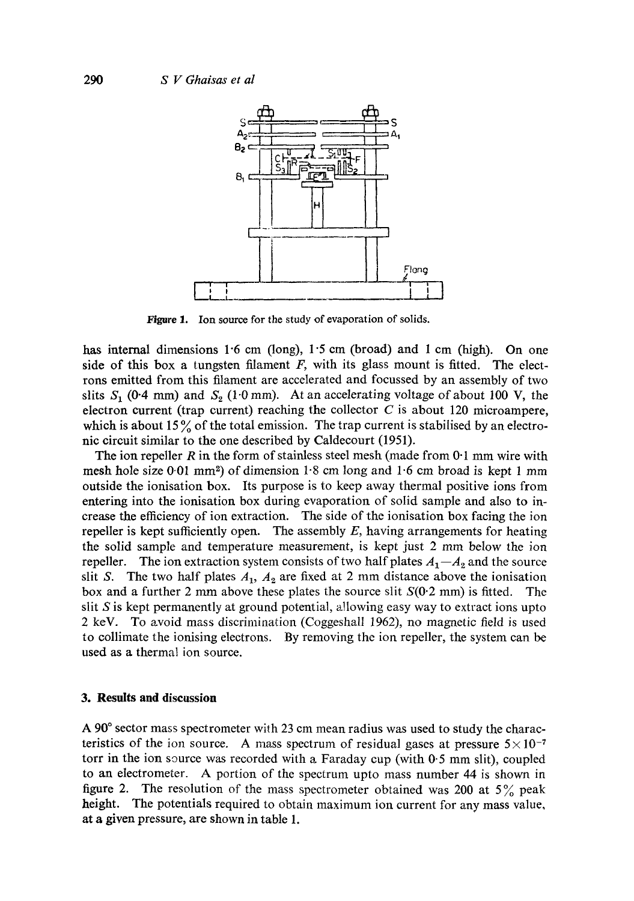Figure 1. Ion source for the study of evaporation of solids.

has internal dimensions 1·6 cm (long), 1·5 cm (broad) and 1 cm (high). On one side of this box a tungsten filament $F$, with its glass mount is fitted. The electrons emitted from this filament are accelerated and focussed by an assembly of two slits $S_1$ (0·4 mm) and $S_2$ (1·0 mm). At an accelerating voltage of about 100 V, the electron current (trap current) reaching the collector $C$ is about 120 microampere, which is about 15% of the total emission. The trap current is stabilised by an electronic circuit similar to the one described by Caldecourt (1951).

The ion repeller $R$ in the form of stainless steel mesh (made from 0·1 mm wire with mesh hole size 0·01 mm²) of dimension 1·8 cm long and 1·6 cm broad is kept 1 mm outside the ionisation box. Its purpose is to keep away thermal positive ions from entering into the ionisation box during evaporation of solid sample and also to increase the efficiency of ion extraction. The side of the ionisation box facing the ion repeller is kept sufficiently open. The assembly $E$, having arrangements for heating the solid sample and temperature measurement, is kept just 2 mm below the ion repeller. The ion extraction system consists of two half plates $A_1$—$A_2$ and the source slit $S$. The two half plates $A_1$, $A_2$ are fixed at 2 mm distance above the ionisation box and a further 2 mm above these plates the source slit $S$(0·2 mm) is fitted. The slit $S$ is kept permanently at ground potential, allowing easy way to extract ions upto 2 keV. To avoid mass discrimination (Coggeshall 1962), no magnetic field is used to collimate the ionising electrons. By removing the ion repeller, the system can be used as a thermal ion source.

## 3. Results and discussion

A 90° sector mass spectrometer with 23 cm mean radius was used to study the characteristics of the ion source. A mass spectrum of residual gases at pressure $5 \times 10^{-7}$ torr in the ion source was recorded with a Faraday cup (with 0·5 mm slit), coupled to an electrometer. A portion of the spectrum upto mass number 44 is shown in figure 2. The resolution of the mass spectrometer obtained was 200 at 5% peak height. The potentials required to obtain maximum ion current for any mass value, at a given pressure, are shown in table 1.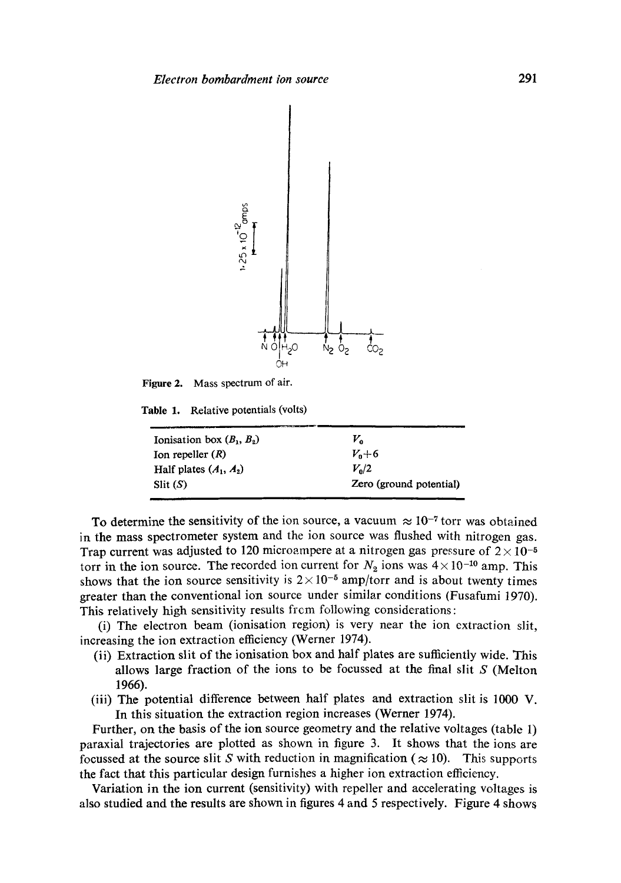Figure 2. Mass spectrum of air.

Table 1. Relative potentials (volts)

| | |
|---|---|
| Ionisation box ($B_1$, $B_2$) | $V_0$ |
| Ion repeller ($R$) | $V_0+6$ |
| Half plates ($A_1$, $A_2$) | $V_0/2$ |
| Slit ($S$) | Zero (ground potential) |

To determine the sensitivity of the ion source, a vacuum $\approx 10^{-7}$ torr was obtained in the mass spectrometer system and the ion source was flushed with nitrogen gas. Trap current was adjusted to 120 microampere at a nitrogen gas pressure of $2\times10^{-5}$ torr in the ion source. The recorded ion current for $N_2$ ions was $4\times10^{-10}$ amp. This shows that the ion source sensitivity is $2\times10^{-5}$ amp/torr and is about twenty times greater than the conventional ion source under similar conditions (Fusafumi 1970). This relatively high sensitivity results from following considerations:

(i) The electron beam (ionisation region) is very near the ion extraction slit, increasing the ion extraction efficiency (Werner 1974).

(ii) Extraction slit of the ionisation box and half plates are sufficiently wide. This allows large fraction of the ions to be focussed at the final slit $S$ (Melton 1966).

(iii) The potential difference between half plates and extraction slit is 1000 V. In this situation the extraction region increases (Werner 1974).

Further, on the basis of the ion source geometry and the relative voltages (table 1) paraxial trajectories are plotted as shown in figure 3. It shows that the ions are focussed at the source slit $S$ with reduction in magnification ($\approx 10$). This supports the fact that this particular design furnishes a higher ion extraction efficiency.

Variation in the ion current (sensitivity) with repeller and accelerating voltages is also studied and the results are shown in figures 4 and 5 respectively. Figure 4 shows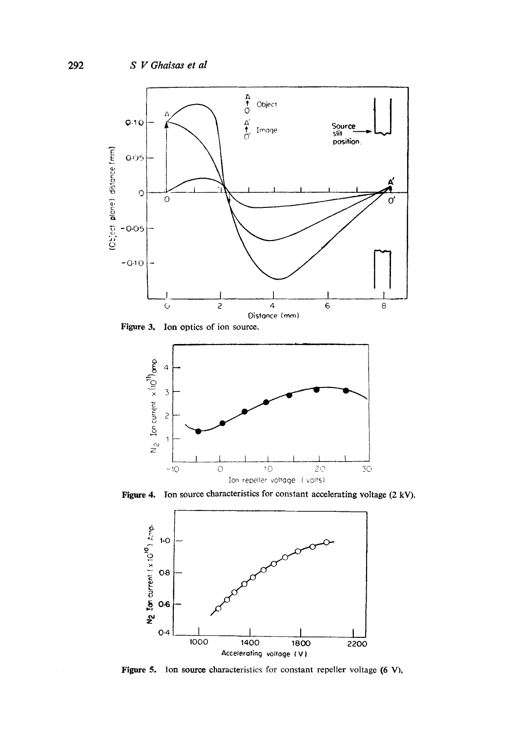Figure 3. Ion optics of ion source.

Figure 4. Ion source characteristics for constant accelerating voltage (2 kV).

Figure 5. Ion source characteristics for constant repeller voltage (6 V).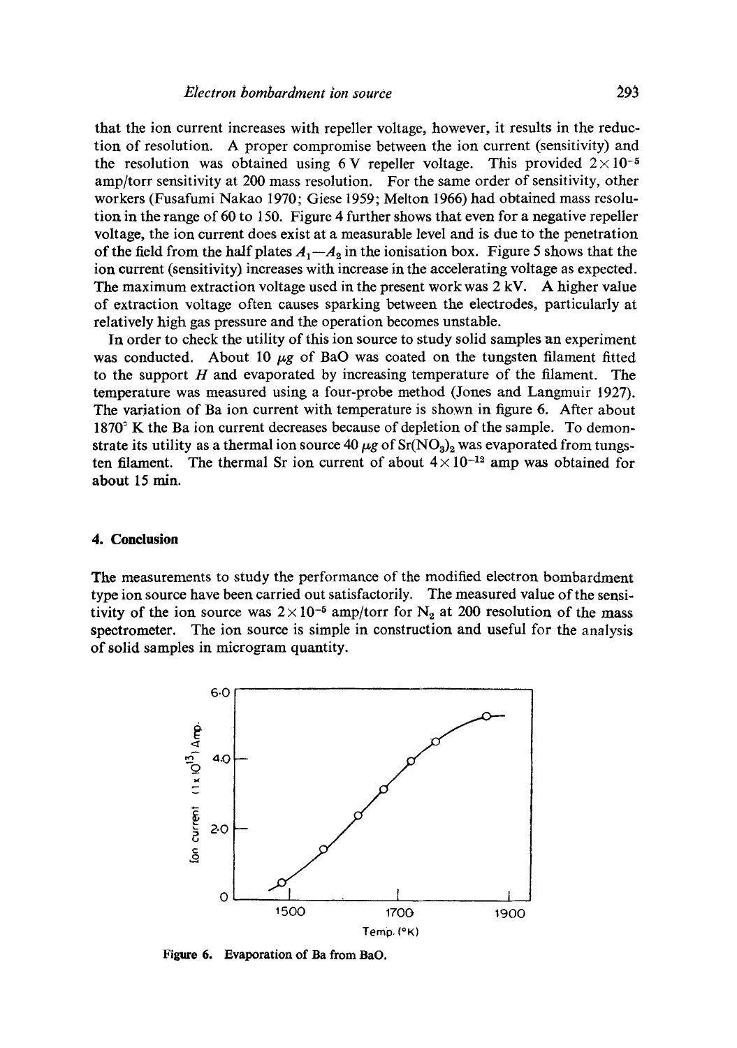that the ion current increases with repeller voltage, however, it results in the reduction of resolution. A proper compromise between the ion current (sensitivity) and the resolution was obtained using 6 V repeller voltage. This provided $2\times10^{-5}$ amp/torr sensitivity at 200 mass resolution. For the same order of sensitivity, other workers (Fusafumi Nakao 1970; Giese 1959; Melton 1966) had obtained mass resolution in the range of 60 to 150. Figure 4 further shows that even for a negative repeller voltage, the ion current does exist at a measurable level and is due to the penetration of the field from the half plates $A_1$—$A_2$ in the ionisation box. Figure 5 shows that the ion current (sensitivity) increases with increase in the accelerating voltage as expected. The maximum extraction voltage used in the present work was 2 kV. A higher value of extraction voltage often causes sparking between the electrodes, particularly at relatively high gas pressure and the operation becomes unstable.

In order to check the utility of this ion source to study solid samples an experiment was conducted. About 10 $\mu g$ of BaO was coated on the tungsten filament fitted to the support $H$ and evaporated by increasing temperature of the filament. The temperature was measured using a four-probe method (Jones and Langmuir 1927). The variation of Ba ion current with temperature is shown in figure 6. After about 1870° K the Ba ion current decreases because of depletion of the sample. To demonstrate its utility as a thermal ion source 40 $\mu g$ of $Sr(NO_3)_2$ was evaporated from tungsten filament. The thermal Sr ion current of about $4\times10^{-12}$ amp was obtained for about 15 min.

## 4. Conclusion

The measurements to study the performance of the modified electron bombardment type ion source have been carried out satisfactorily. The measured value of the sensitivity of the ion source was $2\times10^{-5}$ amp/torr for $N_2$ at 200 resolution of the mass spectrometer. The ion source is simple in construction and useful for the analysis of solid samples in microgram quantity.

**Figure 6.** Evaporation of Ba from BaO.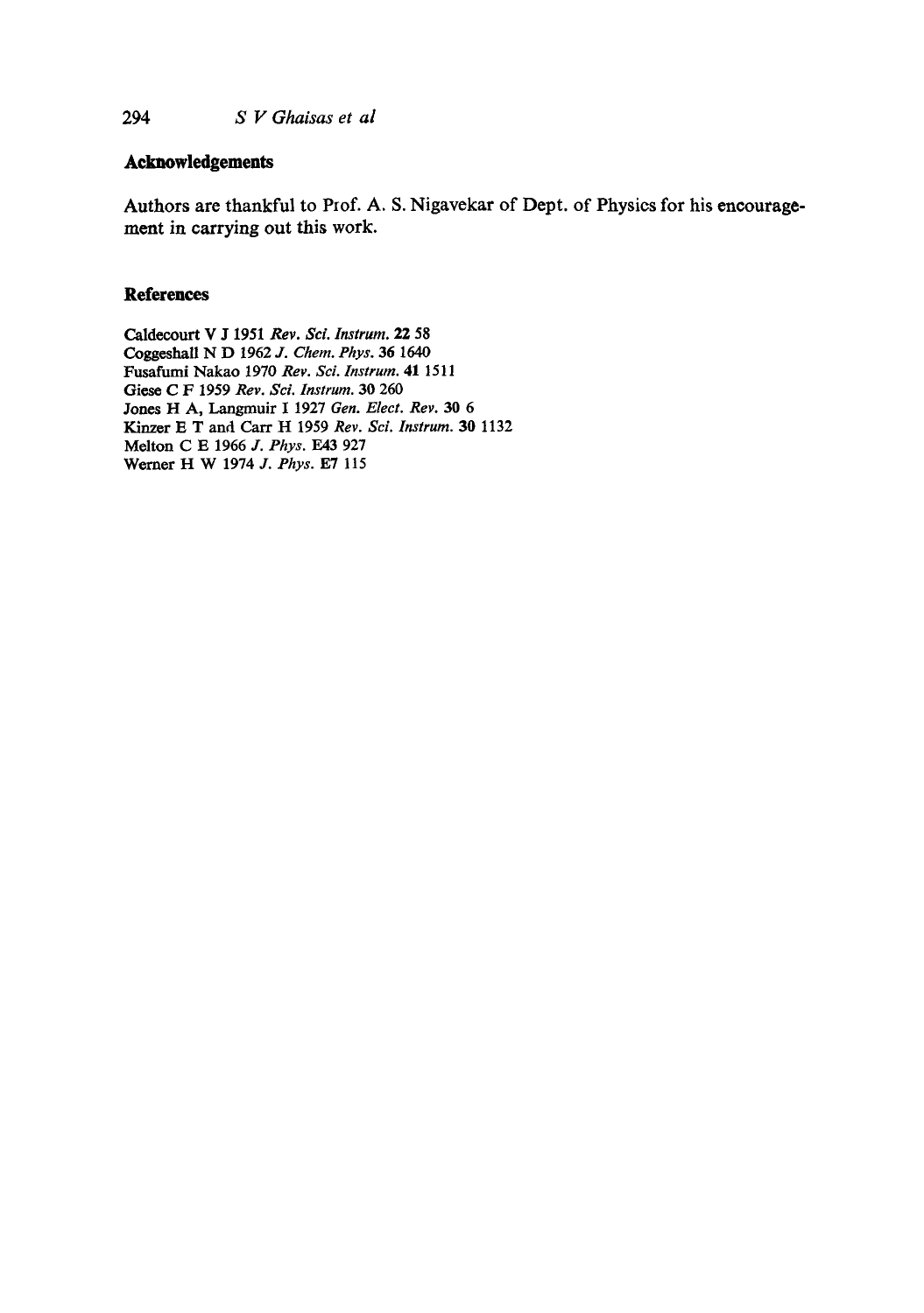## Acknowledgements

Authors are thankful to Prof. A. S. Nigavekar of Dept. of Physics for his encouragement in carrying out this work.

## References

Caldecourt V J 1951 *Rev. Sci. Instrum.* **22** 58
Coggeshall N D 1962 *J. Chem. Phys.* **36** 1640
Fusafumi Nakao 1970 *Rev. Sci. Instrum.* **41** 1511
Giese C F 1959 *Rev. Sci. Instrum.* **30** 260
Jones H A, Langmuir I 1927 *Gen. Elect. Rev.* **30** 6
Kinzer E T and Carr H 1959 *Rev. Sci. Instrum.* **30** 1132
Melton C E 1966 *J. Phys.* **E43** 927
Werner H W 1974 *J. Phys.* **E7** 115